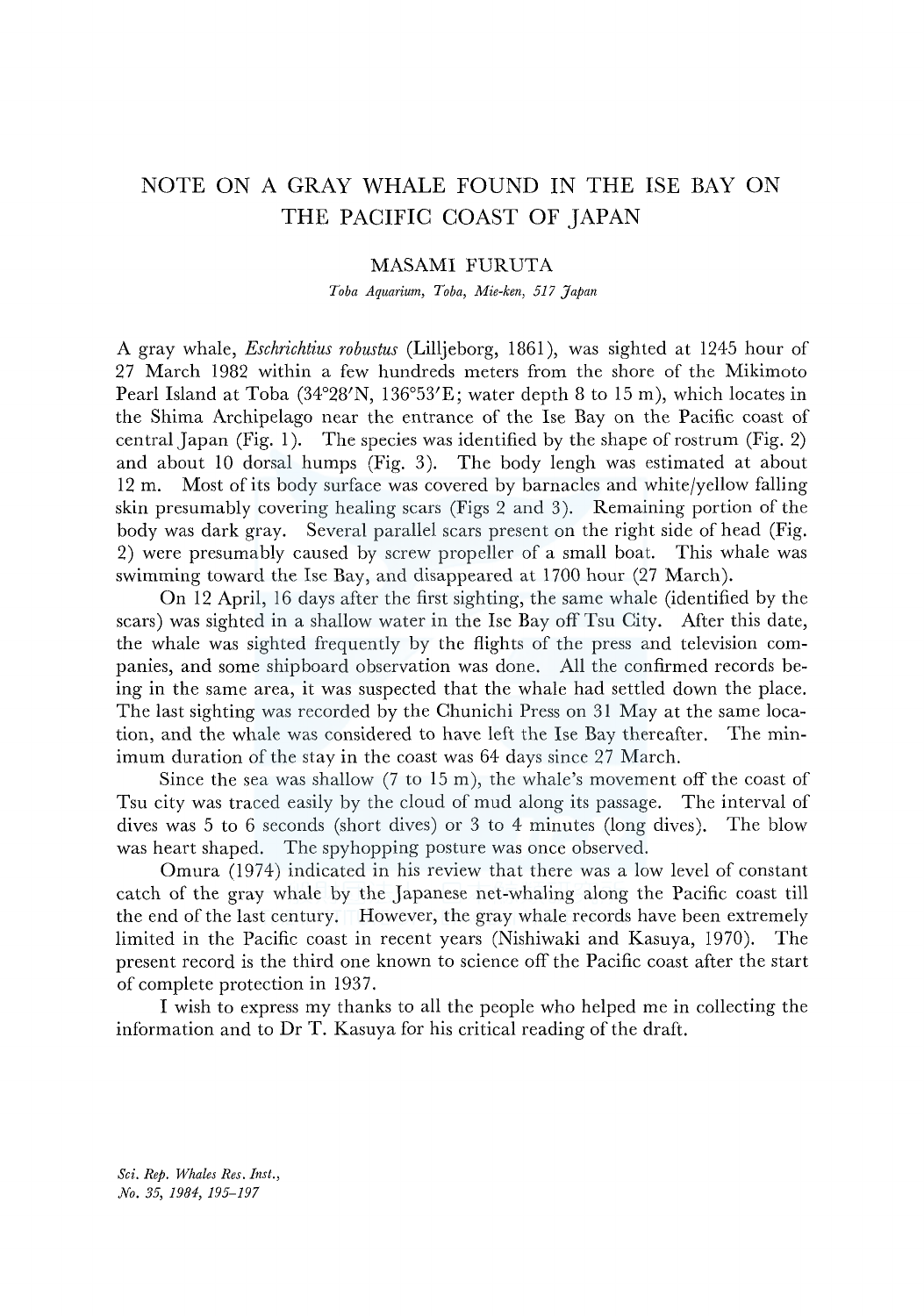# NOTE ON A GRAY WHALE FOUND IN THE ISE BAY ON THE PACIFIC COAST OF JAPAN

MASAMI FURUTA

*Toba Aquarium, Toba, Mie-ken, 517 Japan*

A gray whale, *Eschrichtius robustus* (Lilljeborg, 1861), was sighted at 1245 hour of 27 March 1982 within a few hundreds meters from the shore of the Mikimoto Pearl Island at Toba (34°28′N, 136°53′E; water depth 8 to 15 m), which locates in the Shima Archipelago near the entrance of the Ise Bay on the Pacific coast of central Japan (Fig. 1). The species was identified by the shape of rostrum (Fig. 2) and about 10 dorsal humps (Fig. 3). The body lengh was estimated at about 12 m. Most of its body surface was covered by barnacles and white/yellow falling skin presumably covering healing scars (Figs 2 and 3). Remaining portion of the body was dark gray. Several parallel scars present on the right side of head (Fig. 2) were presumably caused by screw propeller of a small boat. This whale was swimming toward the Ise Bay, and disappeared at 1700 hour (27 March).

On 12 April, 16 days after the first sighting, the same whale (identified by the scars) was sighted in a shallow water in the Ise Bay off Tsu City. After this date, the whale was sighted frequently by the flights of the press and television companies, and some shipboard observation was done. All the confirmed records being in the same area, it was suspected that the whale had settled down the place. The last sighting was recorded by the Chunichi Press on 31 May at the same location, and the whale was considered to have left the Ise Bay thereafter. The minimum duration of the stay in the coast was 64 days since 27 March.

Since the sea was shallow (7 to 15 m), the whale's movement off the coast of Tsu city was traced easily by the cloud of mud along its passage. The interval of dives was 5 to 6 seconds (short dives) or 3 to 4 minutes (long dives). The blow was heart shaped. The spyhopping posture was once observed.

Omura (1974) indicated in his review that there was a low level of constant catch of the gray whale by the Japanese net-whaling along the Pacific coast till the end of the last century. However, the gray whale records have been extremely limited in the Pacific coast in recent years (Nishiwaki and Kasuya, 1970). The present record is the third one known to science off the Pacific coast after the start of complete protection in 1937.

I wish to express my thanks to all the people who helped me in collecting the information and to Dr T. Kasuya for his critical reading of the draft.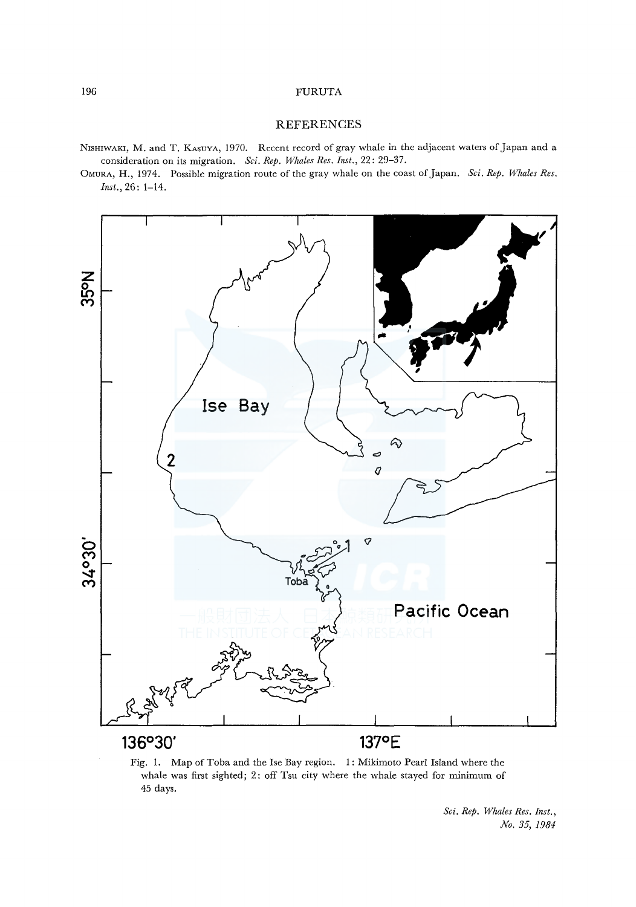## REFERENCES

Nishiwaki, M. and T. Kasuya, 1970. Recent record of gray whale in the adjacent waters of Japan and a consideration on its migration. *Sci. Rep. Whales Res. Inst.*, 22: 29–37.

Omura, H., 1974. Possible migration route of the gray whale on the coast of Japan. *Sci. Rep. Whales Res. Inst.*, 26: 1–14.

Fig. 1. Map of Toba and the Ise Bay region. 1: Mikimoto Pearl Island where the whale was first sighted; 2: off Tsu city where the whale stayed for minimum of 45 days.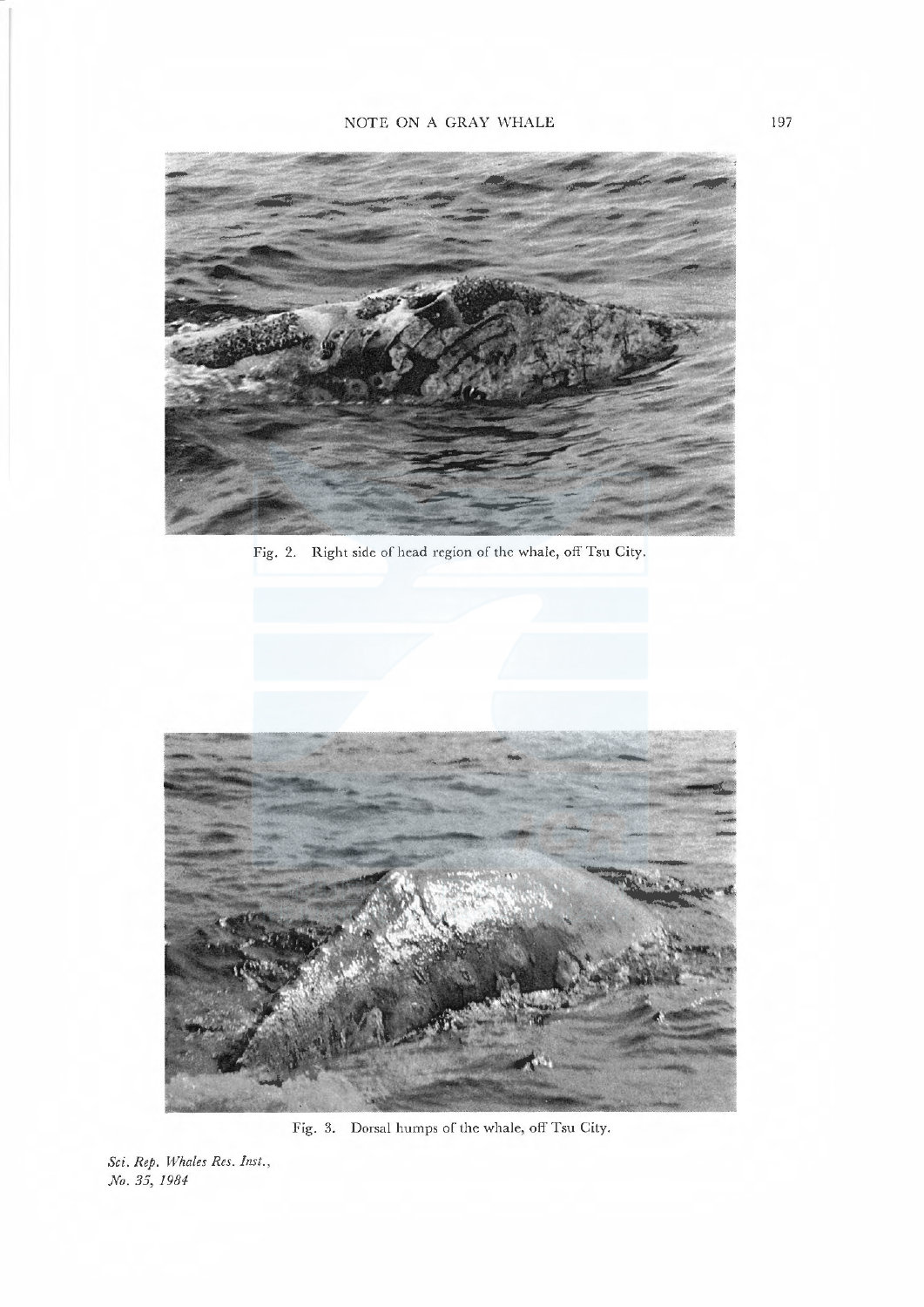Fig. 2. Right side of head region of the whale, off Tsu City.

Fig. 3. Dorsal humps of the whale, off Tsu City.